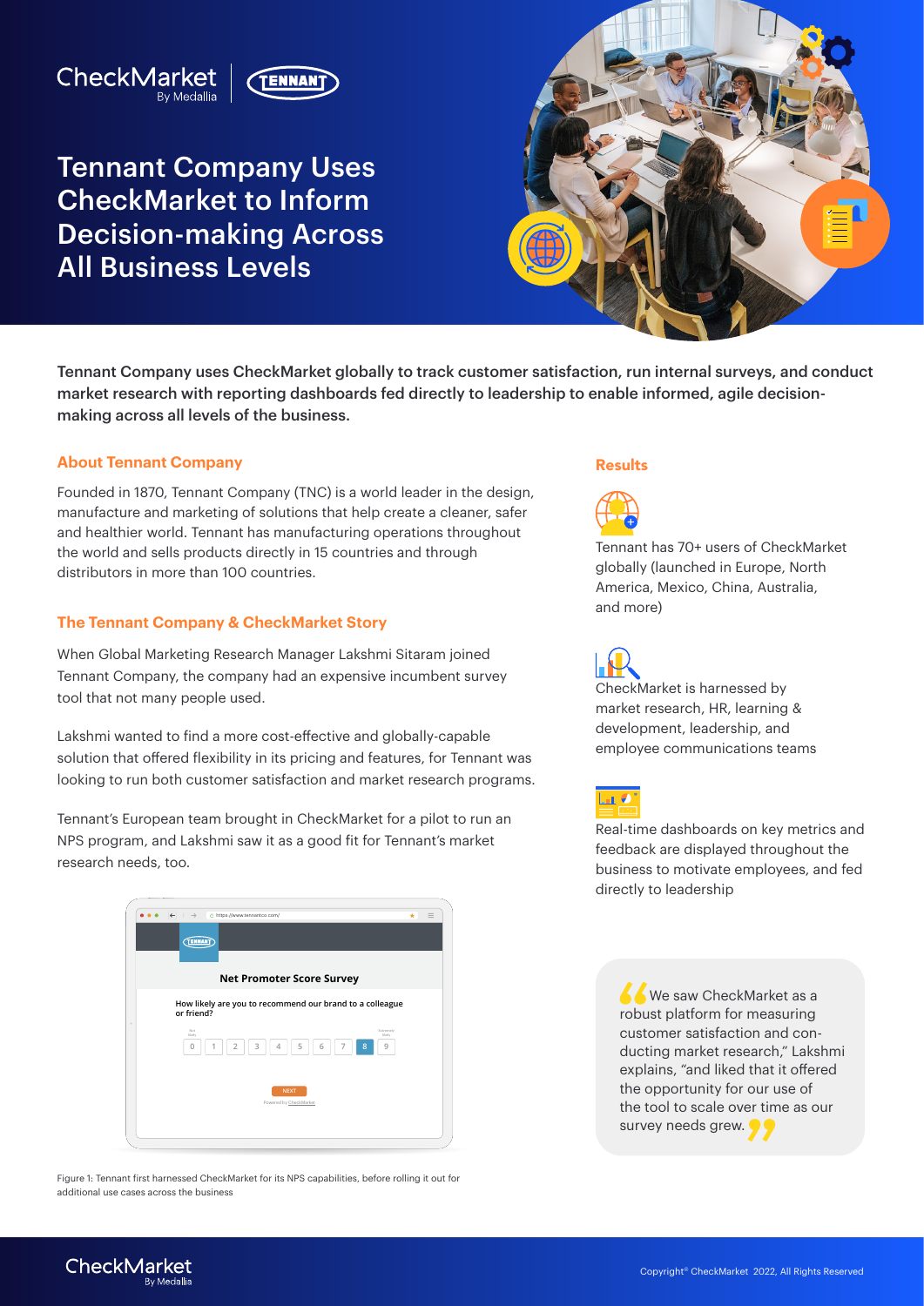# Tennant Company Uses CheckMarket to Inform Decision-making Across All Business Levels

Tennant Company uses CheckMarket globally to track customer satisfaction, run internal surveys, and conduct market research with reporting dashboards fed directly to leadership to enable informed, agile decision-making across all levels of the business.

## About Tennant Company

Founded in 1870, Tennant Company (TNC) is a world leader in the design, manufacture and marketing of solutions that help create a cleaner, safer and healthier world. Tennant has manufacturing operations throughout the world and sells products directly in 15 countries and through distributors in more than 100 countries.

## The Tennant Company & CheckMarket Story

When Global Marketing Research Manager Lakshmi Sitaram joined Tennant Company, the company had an expensive incumbent survey tool that not many people used.

Lakshmi wanted to find a more cost-effective and globally-capable solution that offered flexibility in its pricing and features, for Tennant was looking to run both customer satisfaction and market research programs.

Tennant's European team brought in CheckMarket for a pilot to run an NPS program, and Lakshmi saw it as a good fit for Tennant's market research needs, too.

Figure 1: Tennant first harnessed CheckMarket for its NPS capabilities, before rolling it out for additional use cases across the business

## Results

Tennant has 70+ users of CheckMarket globally (launched in Europe, North America, Mexico, China, Australia, and more)

CheckMarket is harnessed by market research, HR, learning & development, leadership, and employee communications teams

Real-time dashboards on key metrics and feedback are displayed throughout the business to motivate employees, and fed directly to leadership

> "We saw CheckMarket as a robust platform for measuring customer satisfaction and conducting market research," Lakshmi explains, "and liked that it offered the opportunity for our use of the tool to scale over time as our survey needs grew."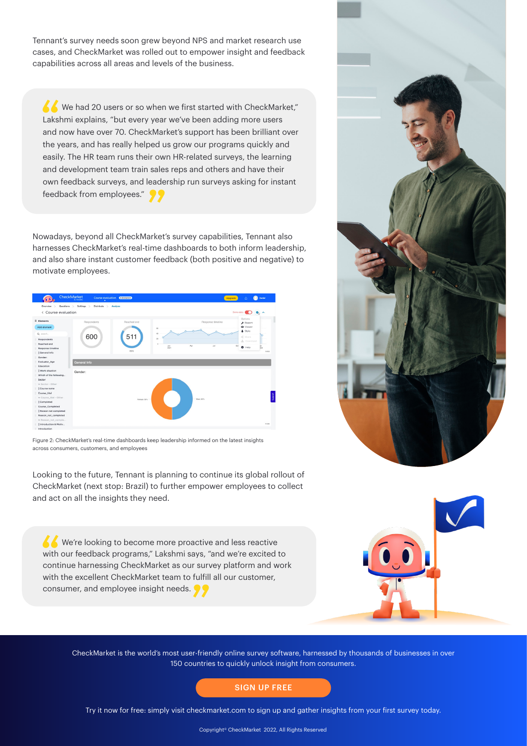Tennant's survey needs soon grew beyond NPS and market research use cases, and CheckMarket was rolled out to empower insight and feedback capabilities across all areas and levels of the business.

> "We had 20 users or so when we first started with CheckMarket," Lakshmi explains, "but every year we've been adding more users and now have over 70. CheckMarket's support has been brilliant over the years, and has really helped us grow our programs quickly and easily. The HR team runs their own HR-related surveys, the learning and development team train sales reps and others and have their own feedback surveys, and leadership run surveys asking for instant feedback from employees."

Nowadays, beyond all CheckMarket's survey capabilities, Tennant also harnesses CheckMarket's real-time dashboards to both inform leadership, and also share instant customer feedback (both positive and negative) to motivate employees.

Figure 2: CheckMarket's real-time dashboards keep leadership informed on the latest insights across consumers, customers, and employees

Looking to the future, Tennant is planning to continue its global rollout of CheckMarket (next stop: Brazil) to further empower employees to collect and act on all the insights they need.

> "We're looking to become more proactive and less reactive with our feedback programs," Lakshmi says, "and we're excited to continue harnessing CheckMarket as our survey platform and work with the excellent CheckMarket team to fulfill all our customer, consumer, and employee insight needs."

CheckMarket is the world's most user-friendly online survey software, harnessed by thousands of businesses in over 150 countries to quickly unlock insight from consumers.

**SIGN UP FREE**

Try it now for free: simply visit checkmarket.com to sign up and gather insights from your first survey today.

Copyright© CheckMarket 2022, All Rights Reserved